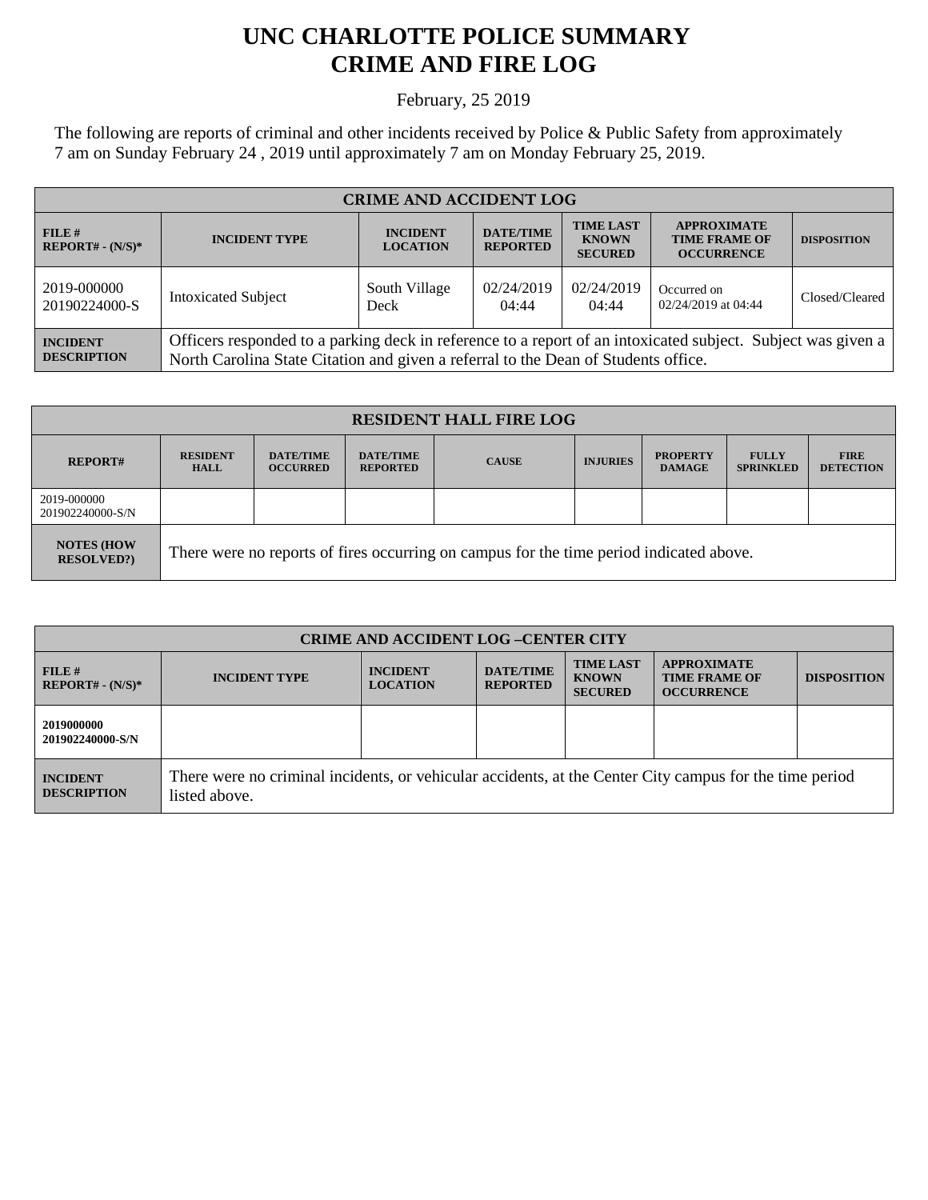# UNC CHARLOTTE POLICE SUMMARY
# CRIME AND FIRE LOG

February, 25 2019

The following are reports of criminal and other incidents received by Police & Public Safety from approximately 7 am on Sunday February 24 , 2019 until approximately 7 am on Monday February 25, 2019.

| CRIME AND ACCIDENT LOG | | | | | | |
|---|---|---|---|---|---|---|
| **FILE # REPORT# - (N/S)*** | **INCIDENT TYPE** | **INCIDENT LOCATION** | **DATE/TIME REPORTED** | **TIME LAST KNOWN SECURED** | **APPROXIMATE TIME FRAME OF OCCURRENCE** | **DISPOSITION** |
| 2019-000000 20190224000-S | Intoxicated Subject | South Village Deck | 02/24/2019 04:44 | 02/24/2019 04:44 | Occurred on 02/24/2019 at 04:44 | Closed/Cleared |
| **INCIDENT DESCRIPTION** | Officers responded to a parking deck in reference to a report of an intoxicated subject. Subject was given a North Carolina State Citation and given a referral to the Dean of Students office. | | | | | |

| RESIDENT HALL FIRE LOG | | | | | | | | |
|---|---|---|---|---|---|---|---|---|
| **REPORT#** | **RESIDENT HALL** | **DATE/TIME OCCURRED** | **DATE/TIME REPORTED** | **CAUSE** | **INJURIES** | **PROPERTY DAMAGE** | **FULLY SPRINKLED** | **FIRE DETECTION** |
| 2019-000000 201902240000-S/N | | | | | | | | |
| **NOTES (HOW RESOLVED?)** | There were no reports of fires occurring on campus for the time period indicated above. | | | | | | | |

| CRIME AND ACCIDENT LOG –CENTER CITY | | | | | | |
|---|---|---|---|---|---|---|
| **FILE # REPORT# - (N/S)*** | **INCIDENT TYPE** | **INCIDENT LOCATION** | **DATE/TIME REPORTED** | **TIME LAST KNOWN SECURED** | **APPROXIMATE TIME FRAME OF OCCURRENCE** | **DISPOSITION** |
| **2019000000 201902240000-S/N** | | | | | | |
| **INCIDENT DESCRIPTION** | There were no criminal incidents, or vehicular accidents, at the Center City campus for the time period listed above. | | | | | |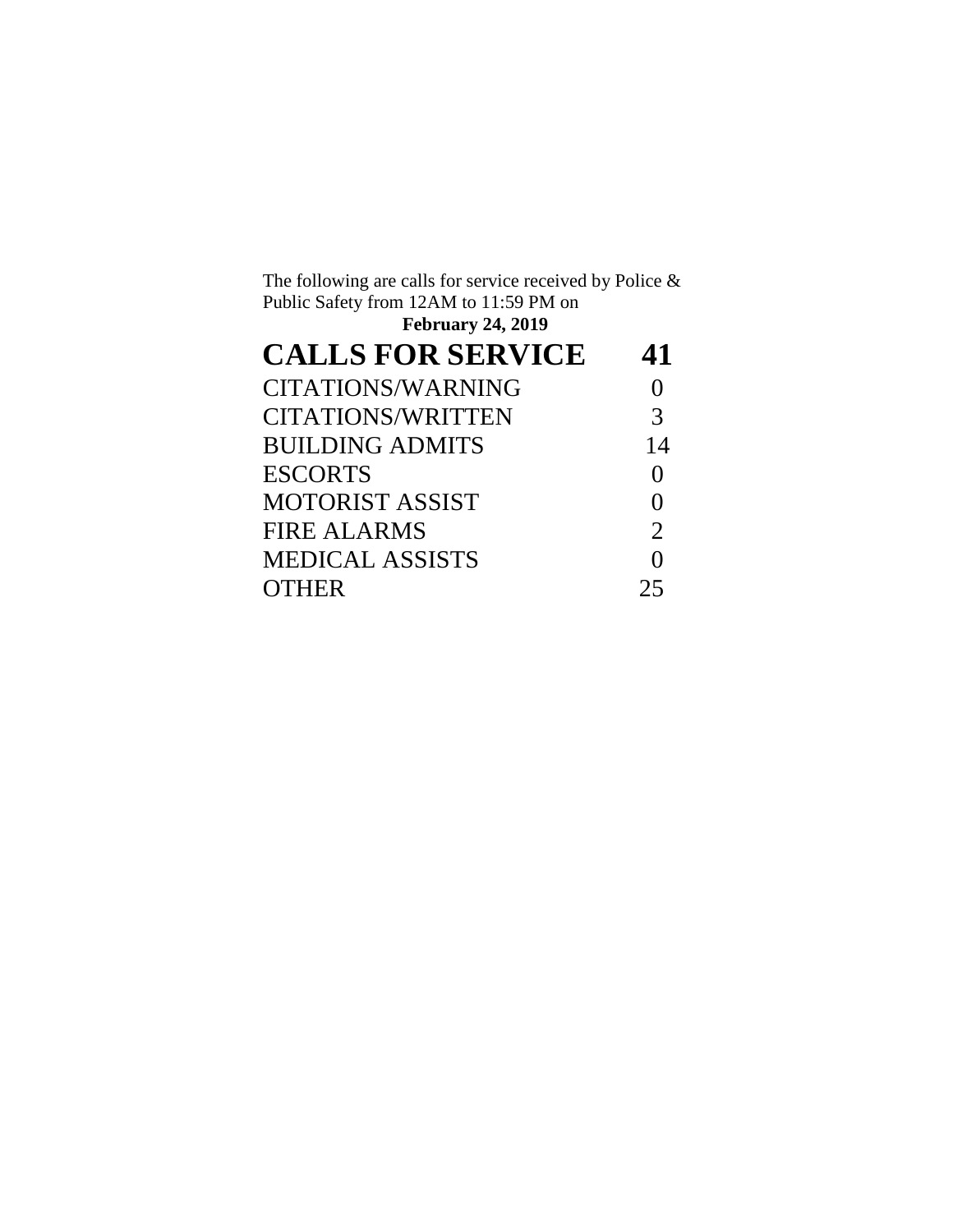The following are calls for service received by Police & Public Safety from 12AM to 11:59 PM on

**February 24, 2019**

| | |
|---|---|
| **CALLS FOR SERVICE** | **41** |
| CITATIONS/WARNING | 0 |
| CITATIONS/WRITTEN | 3 |
| BUILDING ADMITS | 14 |
| ESCORTS | 0 |
| MOTORIST ASSIST | 0 |
| FIRE ALARMS | 2 |
| MEDICAL ASSISTS | 0 |
| OTHER | 25 |